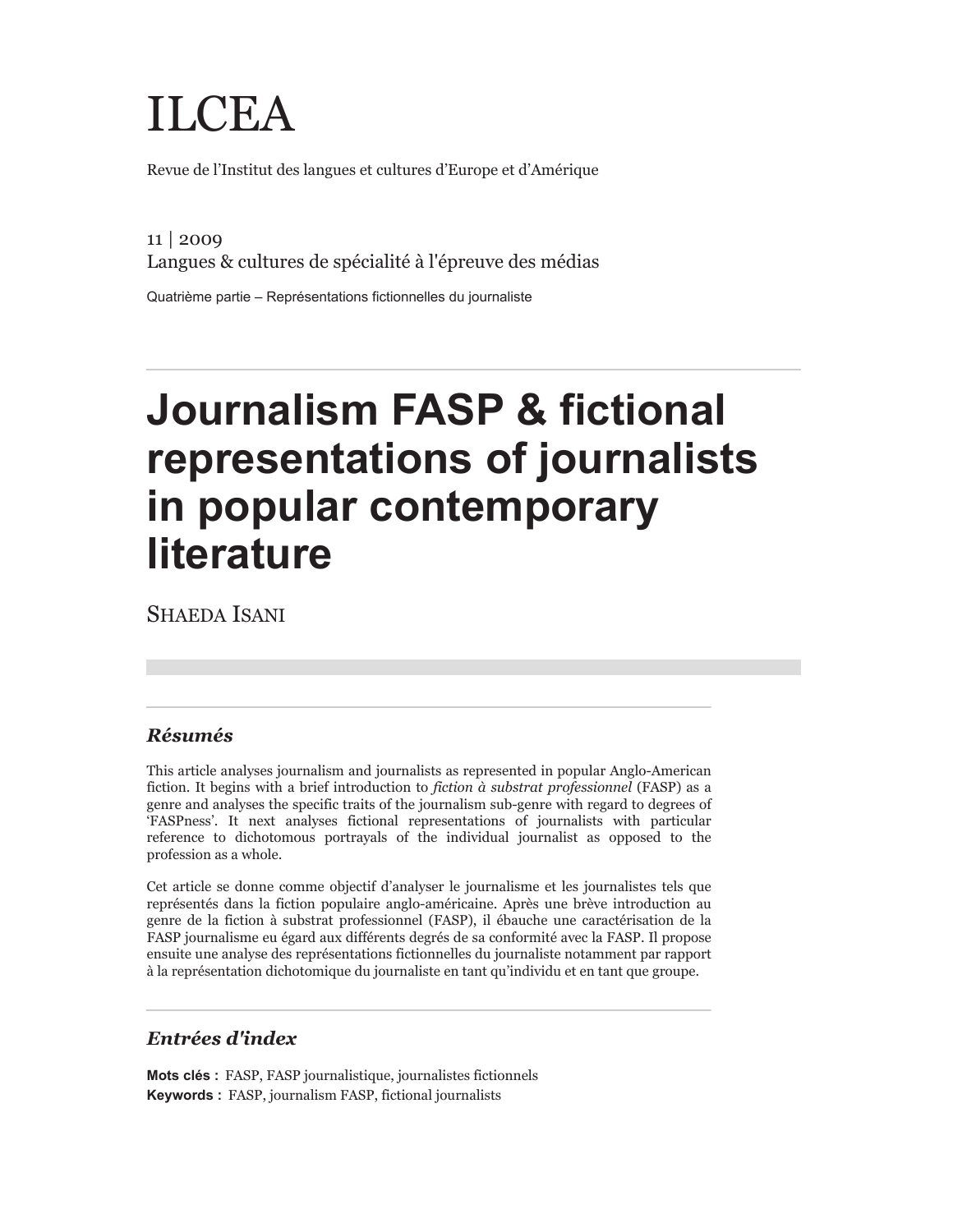# ILCEA

Revue de l'Institut des langues et cultures d'Europe et d'Amérique

11 | 2009
Langues & cultures de spécialité à l'épreuve des médias

Quatrième partie – Représentations fictionnelles du journaliste

# Journalism FASP & fictional representations of journalists in popular contemporary literature

SHAEDA ISANI

## *Résumés*

This article analyses journalism and journalists as represented in popular Anglo-American fiction. It begins with a brief introduction to *fiction à substrat professionnel* (FASP) as a genre and analyses the specific traits of the journalism sub-genre with regard to degrees of 'FASPness'. It next analyses fictional representations of journalists with particular reference to dichotomous portrayals of the individual journalist as opposed to the profession as a whole.

Cet article se donne comme objectif d'analyser le journalisme et les journalistes tels que représentés dans la fiction populaire anglo-américaine. Après une brève introduction au genre de la fiction à substrat professionnel (FASP), il ébauche une caractérisation de la FASP journalisme eu égard aux différents degrés de sa conformité avec la FASP. Il propose ensuite une analyse des représentations fictionnelles du journaliste notamment par rapport à la représentation dichotomique du journaliste en tant qu'individu et en tant que groupe.

## *Entrées d'index*

**Mots clés :** FASP, FASP journalistique, journalistes fictionnels
**Keywords :** FASP, journalism FASP, fictional journalists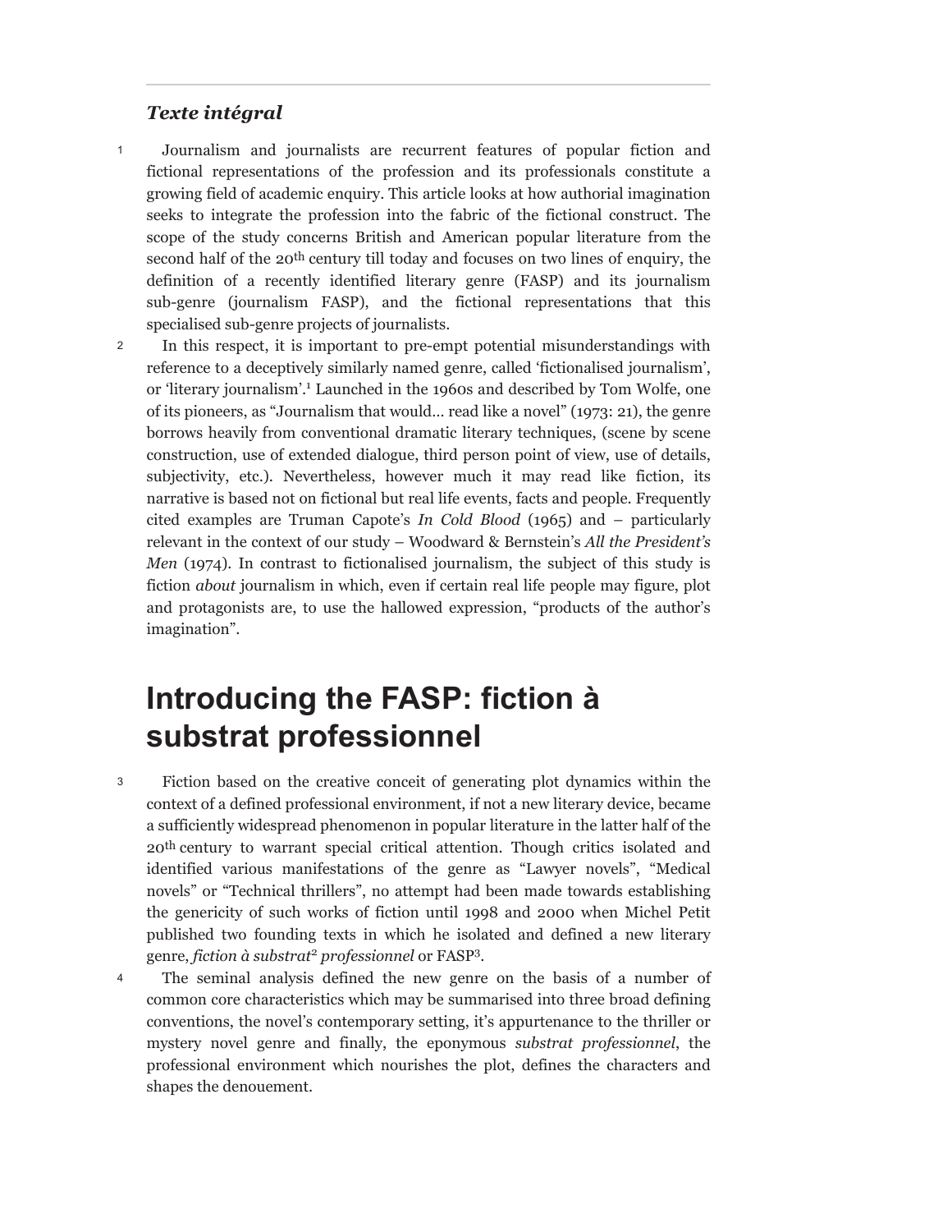### *Texte intégral*

1 Journalism and journalists are recurrent features of popular fiction and fictional representations of the profession and its professionals constitute a growing field of academic enquiry. This article looks at how authorial imagination seeks to integrate the profession into the fabric of the fictional construct. The scope of the study concerns British and American popular literature from the second half of the 20th century till today and focuses on two lines of enquiry, the definition of a recently identified literary genre (FASP) and its journalism sub-genre (journalism FASP), and the fictional representations that this specialised sub-genre projects of journalists.

2 In this respect, it is important to pre-empt potential misunderstandings with reference to a deceptively similarly named genre, called 'fictionalised journalism', or 'literary journalism'.[1] Launched in the 1960s and described by Tom Wolfe, one of its pioneers, as "Journalism that would… read like a novel" (1973: 21), the genre borrows heavily from conventional dramatic literary techniques, (scene by scene construction, use of extended dialogue, third person point of view, use of details, subjectivity, etc.). Nevertheless, however much it may read like fiction, its narrative is based not on fictional but real life events, facts and people. Frequently cited examples are Truman Capote's *In Cold Blood* (1965) and – particularly relevant in the context of our study – Woodward & Bernstein's *All the President's Men* (1974). In contrast to fictionalised journalism, the subject of this study is fiction *about* journalism in which, even if certain real life people may figure, plot and protagonists are, to use the hallowed expression, "products of the author's imagination".

# Introducing the FASP: fiction à substrat professionnel

3 Fiction based on the creative conceit of generating plot dynamics within the context of a defined professional environment, if not a new literary device, became a sufficiently widespread phenomenon in popular literature in the latter half of the 20th century to warrant special critical attention. Though critics isolated and identified various manifestations of the genre as "Lawyer novels", "Medical novels" or "Technical thrillers", no attempt had been made towards establishing the genericity of such works of fiction until 1998 and 2000 when Michel Petit published two founding texts in which he isolated and defined a new literary genre, *fiction à substrat*[2] *professionnel* or FASP[3].

4 The seminal analysis defined the new genre on the basis of a number of common core characteristics which may be summarised into three broad defining conventions, the novel's contemporary setting, it's appurtenance to the thriller or mystery novel genre and finally, the eponymous *substrat professionnel*, the professional environment which nourishes the plot, defines the characters and shapes the denouement.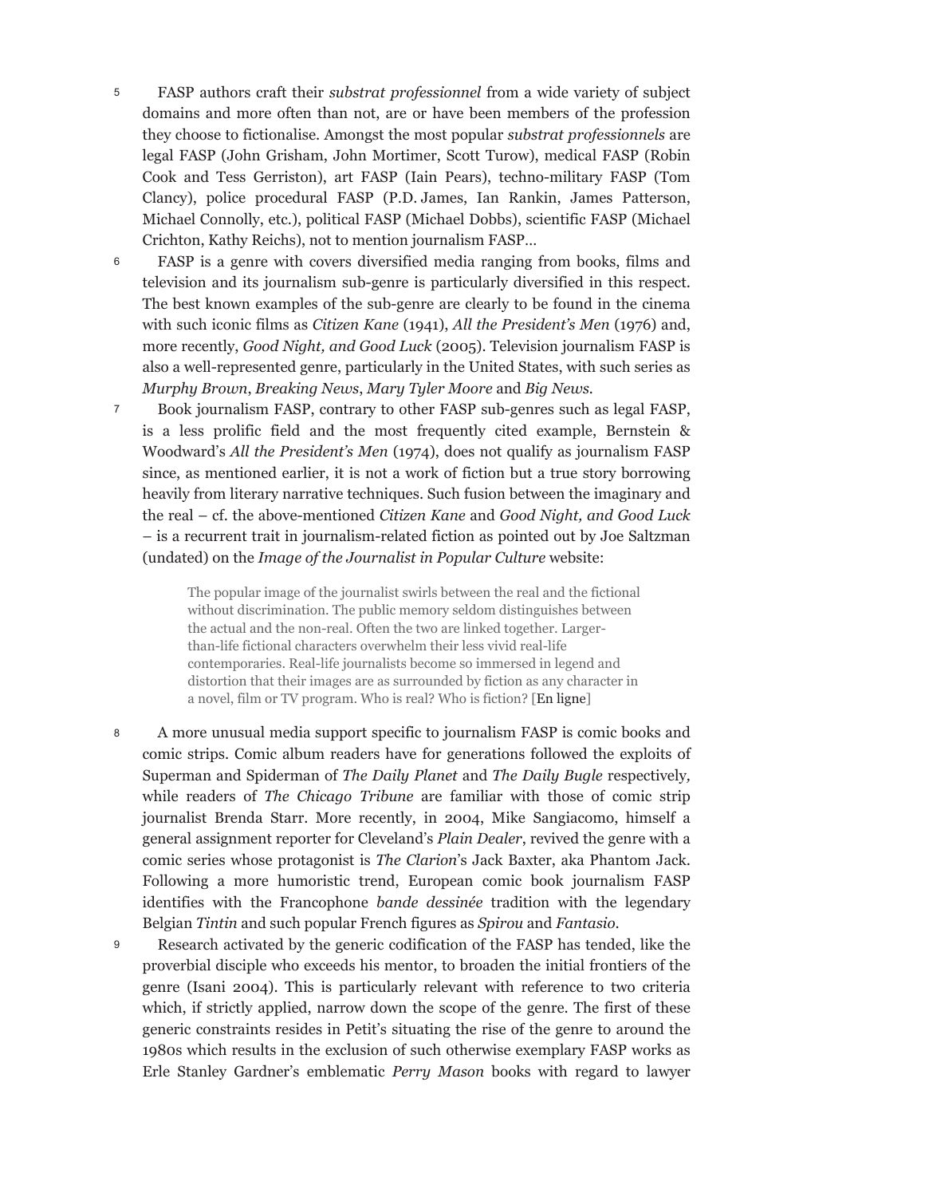5 FASP authors craft their *substrat professionnel* from a wide variety of subject domains and more often than not, are or have been members of the profession they choose to fictionalise. Amongst the most popular *substrat professionnels* are legal FASP (John Grisham, John Mortimer, Scott Turow), medical FASP (Robin Cook and Tess Gerriston), art FASP (Iain Pears), techno-military FASP (Tom Clancy), police procedural FASP (P.D. James, Ian Rankin, James Patterson, Michael Connolly, etc.), political FASP (Michael Dobbs), scientific FASP (Michael Crichton, Kathy Reichs), not to mention journalism FASP…

6 FASP is a genre with covers diversified media ranging from books, films and television and its journalism sub-genre is particularly diversified in this respect. The best known examples of the sub-genre are clearly to be found in the cinema with such iconic films as *Citizen Kane* (1941), *All the President's Men* (1976) and, more recently, *Good Night, and Good Luck* (2005). Television journalism FASP is also a well-represented genre, particularly in the United States, with such series as *Murphy Brown*, *Breaking News*, *Mary Tyler Moore* and *Big News*.

7 Book journalism FASP, contrary to other FASP sub-genres such as legal FASP, is a less prolific field and the most frequently cited example, Bernstein & Woodward's *All the President's Men* (1974), does not qualify as journalism FASP since, as mentioned earlier, it is not a work of fiction but a true story borrowing heavily from literary narrative techniques. Such fusion between the imaginary and the real – cf. the above-mentioned *Citizen Kane* and *Good Night, and Good Luck* – is a recurrent trait in journalism-related fiction as pointed out by Joe Saltzman (undated) on the *Image of the Journalist in Popular Culture* website:

> The popular image of the journalist swirls between the real and the fictional without discrimination. The public memory seldom distinguishes between the actual and the non-real. Often the two are linked together. Larger-than-life fictional characters overwhelm their less vivid real-life contemporaries. Real-life journalists become so immersed in legend and distortion that their images are as surrounded by fiction as any character in a novel, film or TV program. Who is real? Who is fiction? [En ligne]

8 A more unusual media support specific to journalism FASP is comic books and comic strips. Comic album readers have for generations followed the exploits of Superman and Spiderman of *The Daily Planet* and *The Daily Bugle* respectively, while readers of *The Chicago Tribune* are familiar with those of comic strip journalist Brenda Starr. More recently, in 2004, Mike Sangiacomo, himself a general assignment reporter for Cleveland's *Plain Dealer*, revived the genre with a comic series whose protagonist is *The Clarion*'s Jack Baxter, aka Phantom Jack. Following a more humoristic trend, European comic book journalism FASP identifies with the Francophone *bande dessinée* tradition with the legendary Belgian *Tintin* and such popular French figures as *Spirou* and *Fantasio*.

9 Research activated by the generic codification of the FASP has tended, like the proverbial disciple who exceeds his mentor, to broaden the initial frontiers of the genre (Isani 2004). This is particularly relevant with reference to two criteria which, if strictly applied, narrow down the scope of the genre. The first of these generic constraints resides in Petit's situating the rise of the genre to around the 1980s which results in the exclusion of such otherwise exemplary FASP works as Erle Stanley Gardner's emblematic *Perry Mason* books with regard to lawyer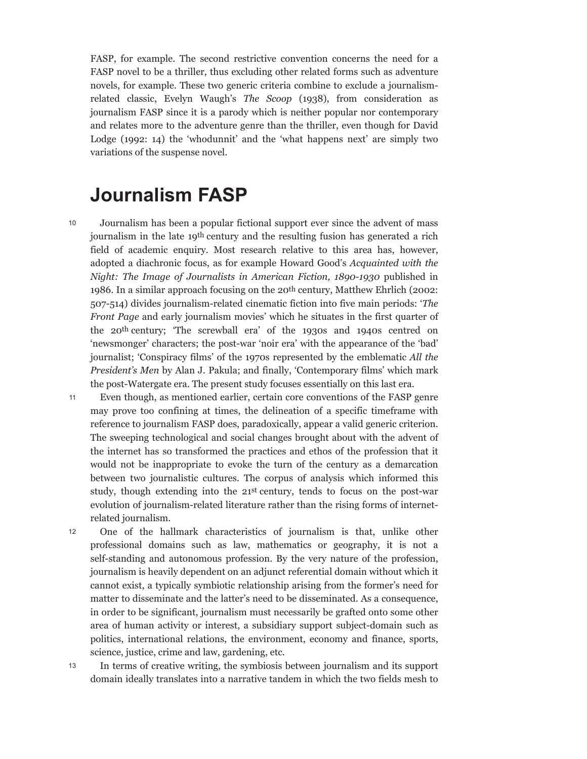FASP, for example. The second restrictive convention concerns the need for a FASP novel to be a thriller, thus excluding other related forms such as adventure novels, for example. These two generic criteria combine to exclude a journalism-related classic, Evelyn Waugh's *The Scoop* (1938), from consideration as journalism FASP since it is a parody which is neither popular nor contemporary and relates more to the adventure genre than the thriller, even though for David Lodge (1992: 14) the 'whodunnit' and the 'what happens next' are simply two variations of the suspense novel.

## Journalism FASP

10 Journalism has been a popular fictional support ever since the advent of mass journalism in the late 19th century and the resulting fusion has generated a rich field of academic enquiry. Most research relative to this area has, however, adopted a diachronic focus, as for example Howard Good's *Acquainted with the Night: The Image of Journalists in American Fiction, 1890-1930* published in 1986. In a similar approach focusing on the 20th century, Matthew Ehrlich (2002: 507-514) divides journalism-related cinematic fiction into five main periods: '*The Front Page* and early journalism movies' which he situates in the first quarter of the 20th century; 'The screwball era' of the 1930s and 1940s centred on 'newsmonger' characters; the post-war 'noir era' with the appearance of the 'bad' journalist; 'Conspiracy films' of the 1970s represented by the emblematic *All the President's Men* by Alan J. Pakula; and finally, 'Contemporary films' which mark the post-Watergate era. The present study focuses essentially on this last era.

11 Even though, as mentioned earlier, certain core conventions of the FASP genre may prove too confining at times, the delineation of a specific timeframe with reference to journalism FASP does, paradoxically, appear a valid generic criterion. The sweeping technological and social changes brought about with the advent of the internet has so transformed the practices and ethos of the profession that it would not be inappropriate to evoke the turn of the century as a demarcation between two journalistic cultures. The corpus of analysis which informed this study, though extending into the 21st century, tends to focus on the post-war evolution of journalism-related literature rather than the rising forms of internet-related journalism.

12 One of the hallmark characteristics of journalism is that, unlike other professional domains such as law, mathematics or geography, it is not a self-standing and autonomous profession. By the very nature of the profession, journalism is heavily dependent on an adjunct referential domain without which it cannot exist, a typically symbiotic relationship arising from the former's need for matter to disseminate and the latter's need to be disseminated. As a consequence, in order to be significant, journalism must necessarily be grafted onto some other area of human activity or interest, a subsidiary support subject-domain such as politics, international relations, the environment, economy and finance, sports, science, justice, crime and law, gardening, etc.

13 In terms of creative writing, the symbiosis between journalism and its support domain ideally translates into a narrative tandem in which the two fields mesh to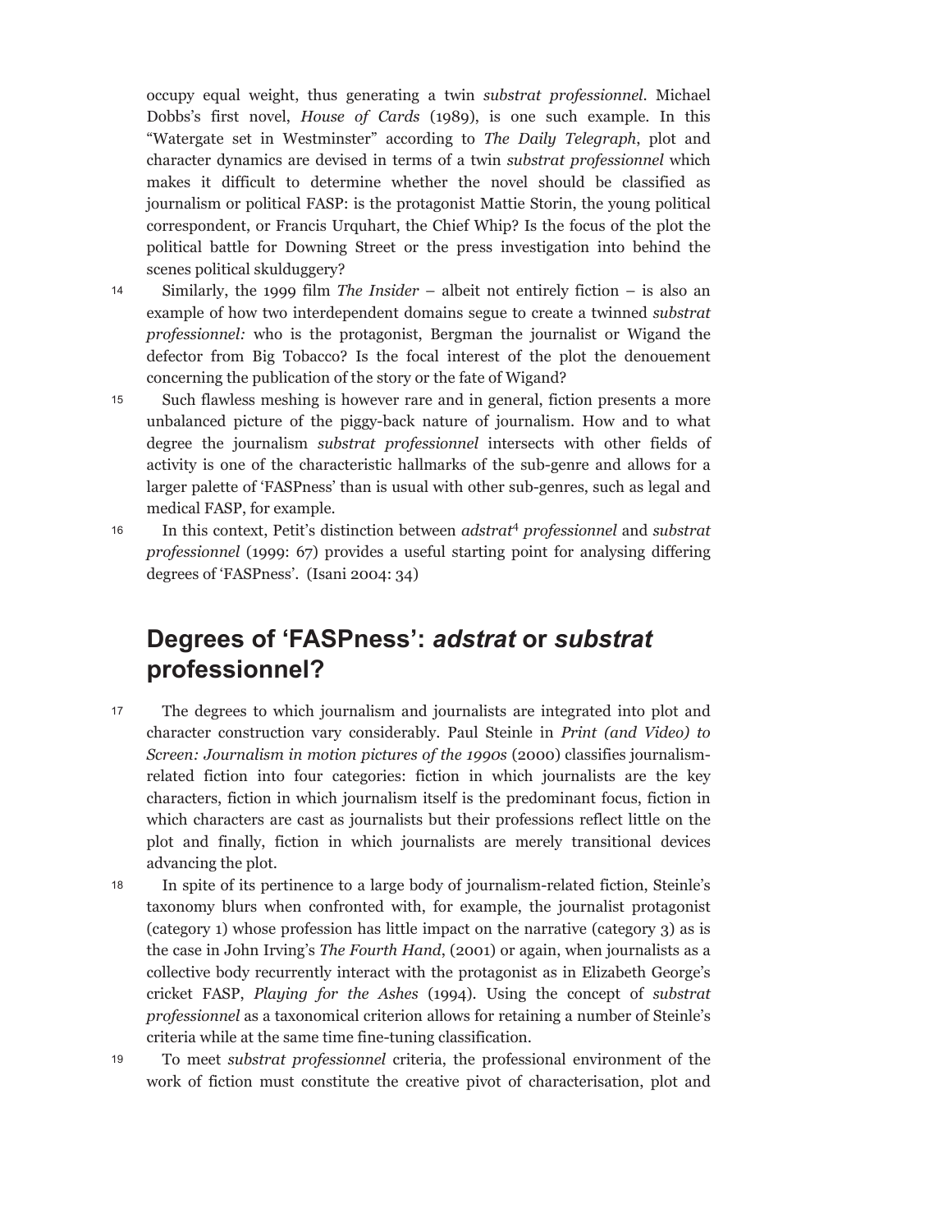occupy equal weight, thus generating a twin *substrat professionnel*. Michael Dobbs's first novel, *House of Cards* (1989), is one such example. In this "Watergate set in Westminster" according to *The Daily Telegraph*, plot and character dynamics are devised in terms of a twin *substrat professionnel* which makes it difficult to determine whether the novel should be classified as journalism or political FASP: is the protagonist Mattie Storin, the young political correspondent, or Francis Urquhart, the Chief Whip? Is the focus of the plot the political battle for Downing Street or the press investigation into behind the scenes political skulduggery?

14 Similarly, the 1999 film *The Insider* – albeit not entirely fiction – is also an example of how two interdependent domains segue to create a twinned *substrat professionnel:* who is the protagonist, Bergman the journalist or Wigand the defector from Big Tobacco? Is the focal interest of the plot the denouement concerning the publication of the story or the fate of Wigand?

15 Such flawless meshing is however rare and in general, fiction presents a more unbalanced picture of the piggy-back nature of journalism. How and to what degree the journalism *substrat professionnel* intersects with other fields of activity is one of the characteristic hallmarks of the sub-genre and allows for a larger palette of 'FASPness' than is usual with other sub-genres, such as legal and medical FASP, for example.

16 In this context, Petit's distinction between *adstrat*[4] *professionnel* and *substrat professionnel* (1999: 67) provides a useful starting point for analysing differing degrees of 'FASPness'. (Isani 2004: 34)

## Degrees of 'FASPness': *adstrat* or *substrat* professionnel?

17 The degrees to which journalism and journalists are integrated into plot and character construction vary considerably. Paul Steinle in *Print (and Video) to Screen: Journalism in motion pictures of the 1990s* (2000) classifies journalism-related fiction into four categories: fiction in which journalists are the key characters, fiction in which journalism itself is the predominant focus, fiction in which characters are cast as journalists but their professions reflect little on the plot and finally, fiction in which journalists are merely transitional devices advancing the plot.

18 In spite of its pertinence to a large body of journalism-related fiction, Steinle's taxonomy blurs when confronted with, for example, the journalist protagonist (category 1) whose profession has little impact on the narrative (category 3) as is the case in John Irving's *The Fourth Hand*, (2001) or again, when journalists as a collective body recurrently interact with the protagonist as in Elizabeth George's cricket FASP, *Playing for the Ashes* (1994). Using the concept of *substrat professionnel* as a taxonomical criterion allows for retaining a number of Steinle's criteria while at the same time fine-tuning classification.

19 To meet *substrat professionnel* criteria, the professional environment of the work of fiction must constitute the creative pivot of characterisation, plot and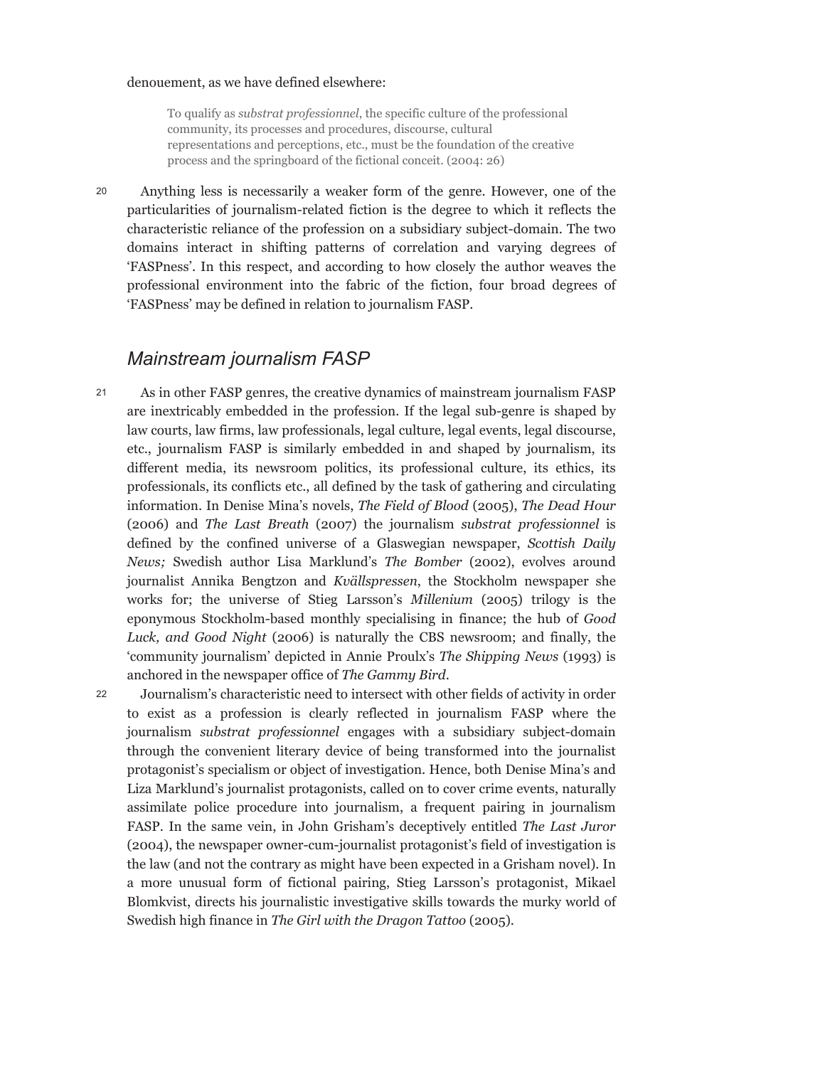denouement, as we have defined elsewhere:

> To qualify as *substrat professionnel*, the specific culture of the professional community, its processes and procedures, discourse, cultural representations and perceptions, etc., must be the foundation of the creative process and the springboard of the fictional conceit. (2004: 26)

20 Anything less is necessarily a weaker form of the genre. However, one of the particularities of journalism-related fiction is the degree to which it reflects the characteristic reliance of the profession on a subsidiary subject-domain. The two domains interact in shifting patterns of correlation and varying degrees of 'FASPness'. In this respect, and according to how closely the author weaves the professional environment into the fabric of the fiction, four broad degrees of 'FASPness' may be defined in relation to journalism FASP.

## *Mainstream journalism FASP*

21 As in other FASP genres, the creative dynamics of mainstream journalism FASP are inextricably embedded in the profession. If the legal sub-genre is shaped by law courts, law firms, law professionals, legal culture, legal events, legal discourse, etc., journalism FASP is similarly embedded in and shaped by journalism, its different media, its newsroom politics, its professional culture, its ethics, its professionals, its conflicts etc., all defined by the task of gathering and circulating information. In Denise Mina's novels, *The Field of Blood* (2005), *The Dead Hour* (2006) and *The Last Breath* (2007) the journalism *substrat professionnel* is defined by the confined universe of a Glaswegian newspaper, *Scottish Daily News;* Swedish author Lisa Marklund's *The Bomber* (2002), evolves around journalist Annika Bengtzon and *Kvällspressen*, the Stockholm newspaper she works for; the universe of Stieg Larsson's *Millenium* (2005) trilogy is the eponymous Stockholm-based monthly specialising in finance; the hub of *Good Luck, and Good Night* (2006) is naturally the CBS newsroom; and finally, the 'community journalism' depicted in Annie Proulx's *The Shipping News* (1993) is anchored in the newspaper office of *The Gammy Bird*.

22 Journalism's characteristic need to intersect with other fields of activity in order to exist as a profession is clearly reflected in journalism FASP where the journalism *substrat professionnel* engages with a subsidiary subject-domain through the convenient literary device of being transformed into the journalist protagonist's specialism or object of investigation. Hence, both Denise Mina's and Liza Marklund's journalist protagonists, called on to cover crime events, naturally assimilate police procedure into journalism, a frequent pairing in journalism FASP. In the same vein, in John Grisham's deceptively entitled *The Last Juror* (2004), the newspaper owner-cum-journalist protagonist's field of investigation is the law (and not the contrary as might have been expected in a Grisham novel). In a more unusual form of fictional pairing, Stieg Larsson's protagonist, Mikael Blomkvist, directs his journalistic investigative skills towards the murky world of Swedish high finance in *The Girl with the Dragon Tattoo* (2005).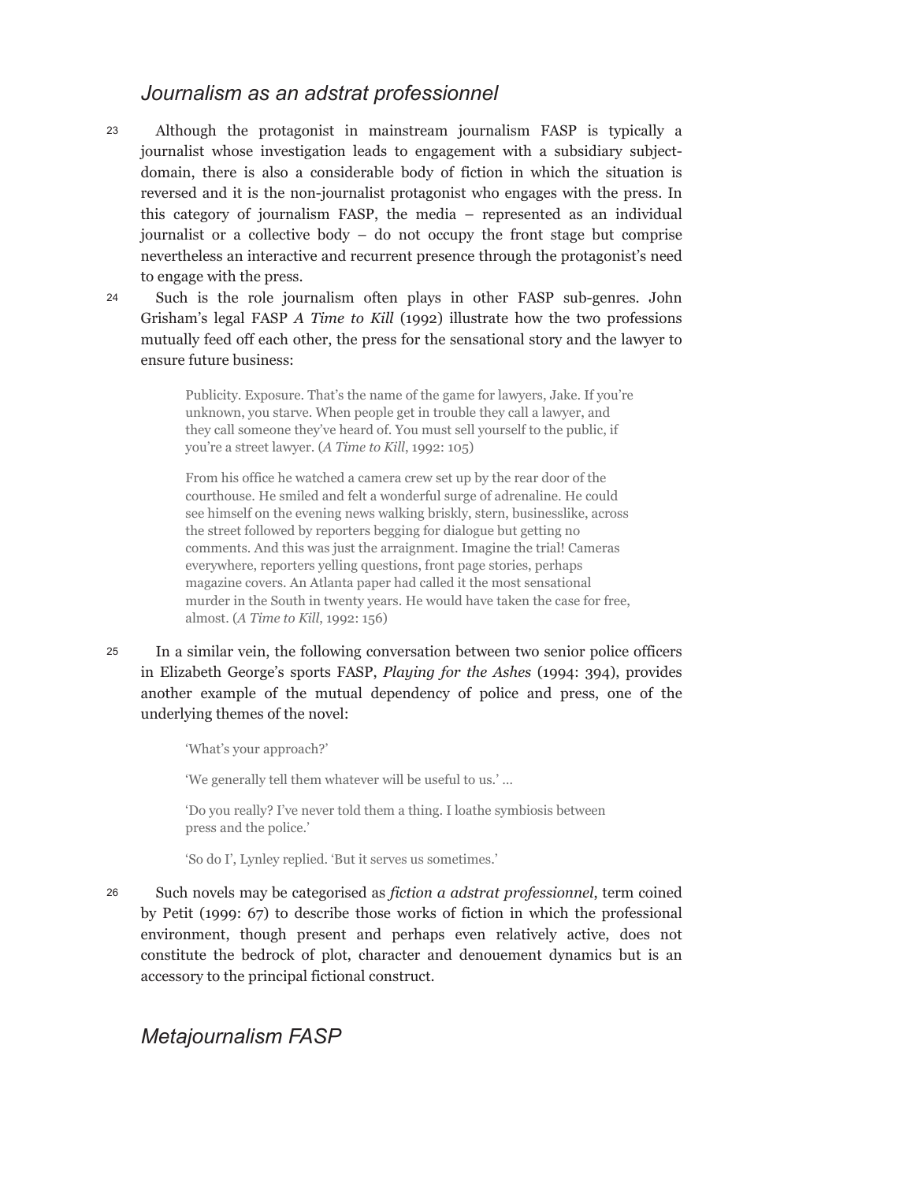## *Journalism as an adstrat professionnel*

23 Although the protagonist in mainstream journalism FASP is typically a journalist whose investigation leads to engagement with a subsidiary subject-domain, there is also a considerable body of fiction in which the situation is reversed and it is the non-journalist protagonist who engages with the press. In this category of journalism FASP, the media – represented as an individual journalist or a collective body – do not occupy the front stage but comprise nevertheless an interactive and recurrent presence through the protagonist's need to engage with the press.

24 Such is the role journalism often plays in other FASP sub-genres. John Grisham's legal FASP *A Time to Kill* (1992) illustrate how the two professions mutually feed off each other, the press for the sensational story and the lawyer to ensure future business:

> Publicity. Exposure. That's the name of the game for lawyers, Jake. If you're unknown, you starve. When people get in trouble they call a lawyer, and they call someone they've heard of. You must sell yourself to the public, if you're a street lawyer. (*A Time to Kill*, 1992: 105)

> From his office he watched a camera crew set up by the rear door of the courthouse. He smiled and felt a wonderful surge of adrenaline. He could see himself on the evening news walking briskly, stern, businesslike, across the street followed by reporters begging for dialogue but getting no comments. And this was just the arraignment. Imagine the trial! Cameras everywhere, reporters yelling questions, front page stories, perhaps magazine covers. An Atlanta paper had called it the most sensational murder in the South in twenty years. He would have taken the case for free, almost. (*A Time to Kill*, 1992: 156)

25 In a similar vein, the following conversation between two senior police officers in Elizabeth George's sports FASP, *Playing for the Ashes* (1994: 394), provides another example of the mutual dependency of police and press, one of the underlying themes of the novel:

> 'What's your approach?'
>
> 'We generally tell them whatever will be useful to us.' …
>
> 'Do you really? I've never told them a thing. I loathe symbiosis between press and the police.'
>
> 'So do I', Lynley replied. 'But it serves us sometimes.'

26 Such novels may be categorised as *fiction a adstrat professionnel*, term coined by Petit (1999: 67) to describe those works of fiction in which the professional environment, though present and perhaps even relatively active, does not constitute the bedrock of plot, character and denouement dynamics but is an accessory to the principal fictional construct.

## *Metajournalism FASP*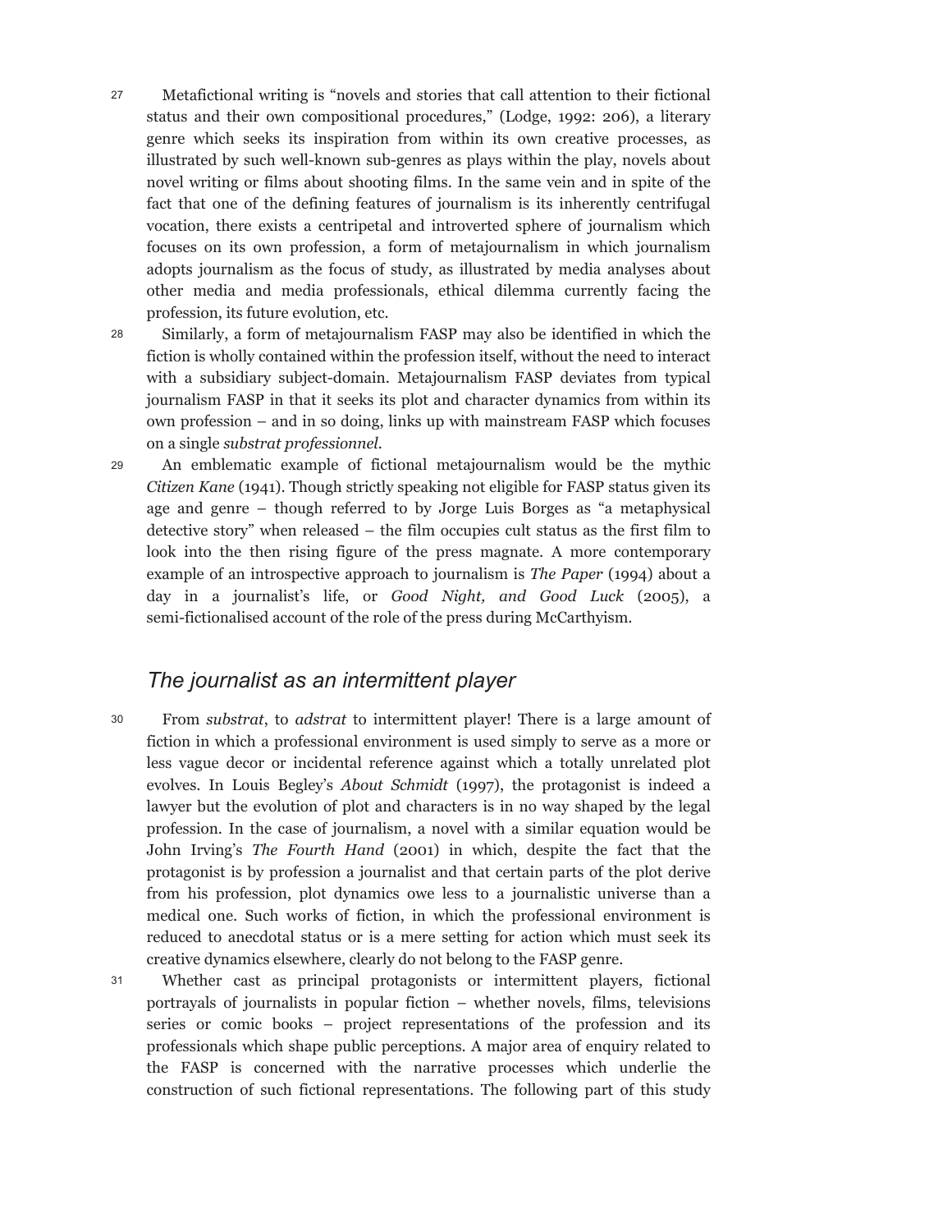27 Metafictional writing is "novels and stories that call attention to their fictional status and their own compositional procedures," (Lodge, 1992: 206), a literary genre which seeks its inspiration from within its own creative processes, as illustrated by such well-known sub-genres as plays within the play, novels about novel writing or films about shooting films. In the same vein and in spite of the fact that one of the defining features of journalism is its inherently centrifugal vocation, there exists a centripetal and introverted sphere of journalism which focuses on its own profession, a form of metajournalism in which journalism adopts journalism as the focus of study, as illustrated by media analyses about other media and media professionals, ethical dilemma currently facing the profession, its future evolution, etc.

28 Similarly, a form of metajournalism FASP may also be identified in which the fiction is wholly contained within the profession itself, without the need to interact with a subsidiary subject-domain. Metajournalism FASP deviates from typical journalism FASP in that it seeks its plot and character dynamics from within its own profession – and in so doing, links up with mainstream FASP which focuses on a single *substrat professionnel*.

29 An emblematic example of fictional metajournalism would be the mythic *Citizen Kane* (1941). Though strictly speaking not eligible for FASP status given its age and genre – though referred to by Jorge Luis Borges as "a metaphysical detective story" when released – the film occupies cult status as the first film to look into the then rising figure of the press magnate. A more contemporary example of an introspective approach to journalism is *The Paper* (1994) about a day in a journalist's life, or *Good Night, and Good Luck* (2005), a semi-fictionalised account of the role of the press during McCarthyism.

## The journalist as an intermittent player

30 From *substrat*, to *adstrat* to intermittent player! There is a large amount of fiction in which a professional environment is used simply to serve as a more or less vague decor or incidental reference against which a totally unrelated plot evolves. In Louis Begley's *About Schmidt* (1997), the protagonist is indeed a lawyer but the evolution of plot and characters is in no way shaped by the legal profession. In the case of journalism, a novel with a similar equation would be John Irving's *The Fourth Hand* (2001) in which, despite the fact that the protagonist is by profession a journalist and that certain parts of the plot derive from his profession, plot dynamics owe less to a journalistic universe than a medical one. Such works of fiction, in which the professional environment is reduced to anecdotal status or is a mere setting for action which must seek its creative dynamics elsewhere, clearly do not belong to the FASP genre.

31 Whether cast as principal protagonists or intermittent players, fictional portrayals of journalists in popular fiction – whether novels, films, televisions series or comic books – project representations of the profession and its professionals which shape public perceptions. A major area of enquiry related to the FASP is concerned with the narrative processes which underlie the construction of such fictional representations. The following part of this study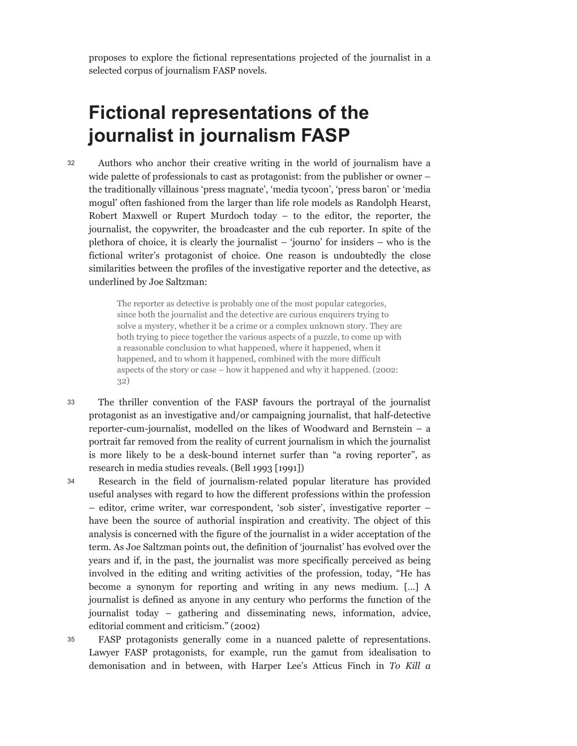proposes to explore the fictional representations projected of the journalist in a selected corpus of journalism FASP novels.

# Fictional representations of the journalist in journalism FASP

32 Authors who anchor their creative writing in the world of journalism have a wide palette of professionals to cast as protagonist: from the publisher or owner – the traditionally villainous 'press magnate', 'media tycoon', 'press baron' or 'media mogul' often fashioned from the larger than life role models as Randolph Hearst, Robert Maxwell or Rupert Murdoch today – to the editor, the reporter, the journalist, the copywriter, the broadcaster and the cub reporter. In spite of the plethora of choice, it is clearly the journalist – 'journo' for insiders – who is the fictional writer's protagonist of choice. One reason is undoubtedly the close similarities between the profiles of the investigative reporter and the detective, as underlined by Joe Saltzman:

> The reporter as detective is probably one of the most popular categories, since both the journalist and the detective are curious enquirers trying to solve a mystery, whether it be a crime or a complex unknown story. They are both trying to piece together the various aspects of a puzzle, to come up with a reasonable conclusion to what happened, where it happened, when it happened, and to whom it happened, combined with the more difficult aspects of the story or case – how it happened and why it happened. (2002: 32)

33 The thriller convention of the FASP favours the portrayal of the journalist protagonist as an investigative and/or campaigning journalist, that half-detective reporter-cum-journalist, modelled on the likes of Woodward and Bernstein – a portrait far removed from the reality of current journalism in which the journalist is more likely to be a desk-bound internet surfer than "a roving reporter", as research in media studies reveals. (Bell 1993 [1991])

34 Research in the field of journalism-related popular literature has provided useful analyses with regard to how the different professions within the profession – editor, crime writer, war correspondent, 'sob sister', investigative reporter – have been the source of authorial inspiration and creativity. The object of this analysis is concerned with the figure of the journalist in a wider acceptation of the term. As Joe Saltzman points out, the definition of 'journalist' has evolved over the years and if, in the past, the journalist was more specifically perceived as being involved in the editing and writing activities of the profession, today, "He has become a synonym for reporting and writing in any news medium. […] A journalist is defined as anyone in any century who performs the function of the journalist today – gathering and disseminating news, information, advice, editorial comment and criticism." (2002)

35 FASP protagonists generally come in a nuanced palette of representations. Lawyer FASP protagonists, for example, run the gamut from idealisation to demonisation and in between, with Harper Lee's Atticus Finch in *To Kill a*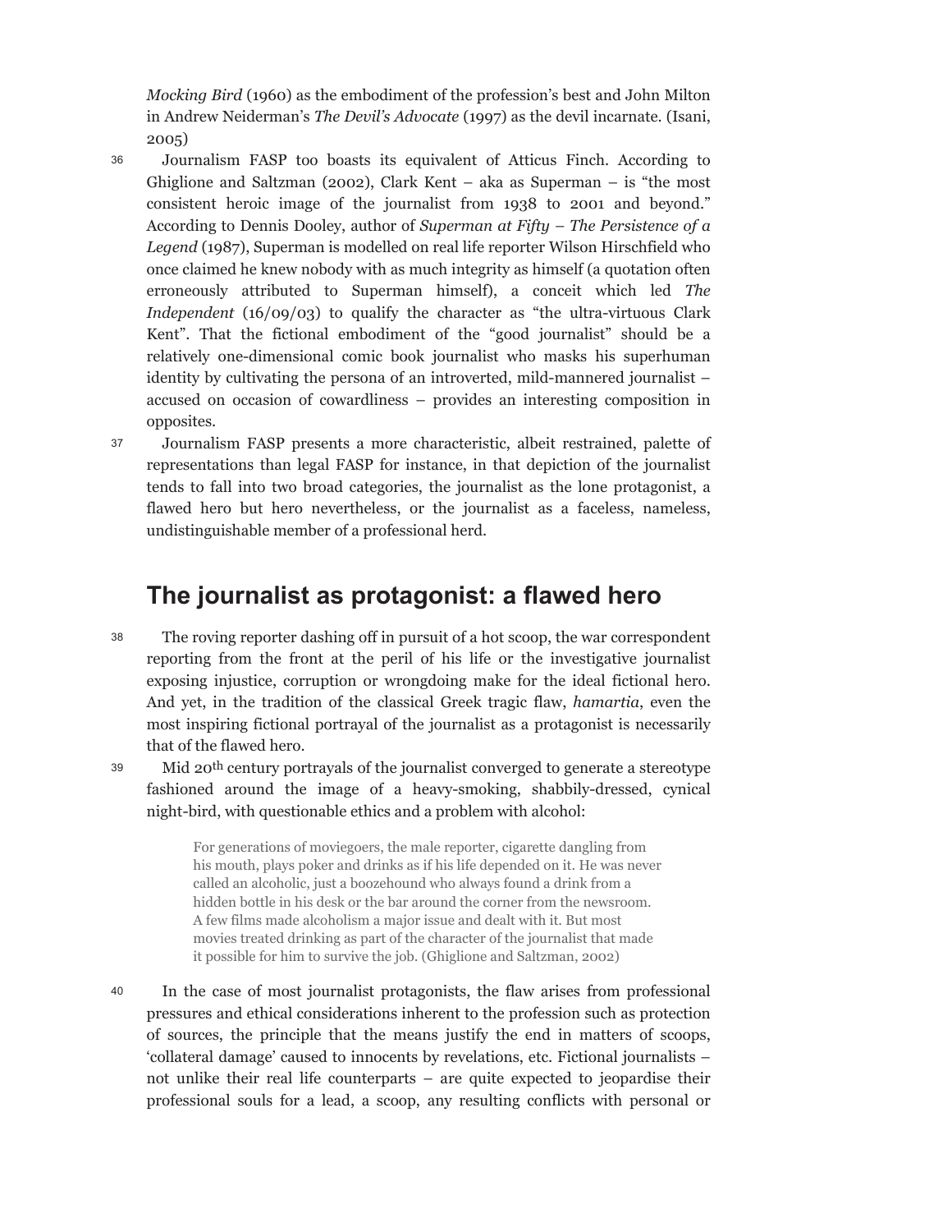*Mocking Bird* (1960) as the embodiment of the profession's best and John Milton in Andrew Neiderman's *The Devil's Advocate* (1997) as the devil incarnate. (Isani, 2005)

36 Journalism FASP too boasts its equivalent of Atticus Finch. According to Ghiglione and Saltzman (2002), Clark Kent – aka as Superman – is "the most consistent heroic image of the journalist from 1938 to 2001 and beyond." According to Dennis Dooley, author of *Superman at Fifty – The Persistence of a Legend* (1987), Superman is modelled on real life reporter Wilson Hirschfield who once claimed he knew nobody with as much integrity as himself (a quotation often erroneously attributed to Superman himself), a conceit which led *The Independent* (16/09/03) to qualify the character as "the ultra-virtuous Clark Kent". That the fictional embodiment of the "good journalist" should be a relatively one-dimensional comic book journalist who masks his superhuman identity by cultivating the persona of an introverted, mild-mannered journalist – accused on occasion of cowardliness – provides an interesting composition in opposites.

37 Journalism FASP presents a more characteristic, albeit restrained, palette of representations than legal FASP for instance, in that depiction of the journalist tends to fall into two broad categories, the journalist as the lone protagonist, a flawed hero but hero nevertheless, or the journalist as a faceless, nameless, undistinguishable member of a professional herd.

## The journalist as protagonist: a flawed hero

38 The roving reporter dashing off in pursuit of a hot scoop, the war correspondent reporting from the front at the peril of his life or the investigative journalist exposing injustice, corruption or wrongdoing make for the ideal fictional hero. And yet, in the tradition of the classical Greek tragic flaw, *hamartia*, even the most inspiring fictional portrayal of the journalist as a protagonist is necessarily that of the flawed hero.

39 Mid 20th century portrayals of the journalist converged to generate a stereotype fashioned around the image of a heavy-smoking, shabbily-dressed, cynical night-bird, with questionable ethics and a problem with alcohol:

> For generations of moviegoers, the male reporter, cigarette dangling from his mouth, plays poker and drinks as if his life depended on it. He was never called an alcoholic, just a boozehound who always found a drink from a hidden bottle in his desk or the bar around the corner from the newsroom. A few films made alcoholism a major issue and dealt with it. But most movies treated drinking as part of the character of the journalist that made it possible for him to survive the job. (Ghiglione and Saltzman, 2002)

40 In the case of most journalist protagonists, the flaw arises from professional pressures and ethical considerations inherent to the profession such as protection of sources, the principle that the means justify the end in matters of scoops, 'collateral damage' caused to innocents by revelations, etc. Fictional journalists – not unlike their real life counterparts – are quite expected to jeopardise their professional souls for a lead, a scoop, any resulting conflicts with personal or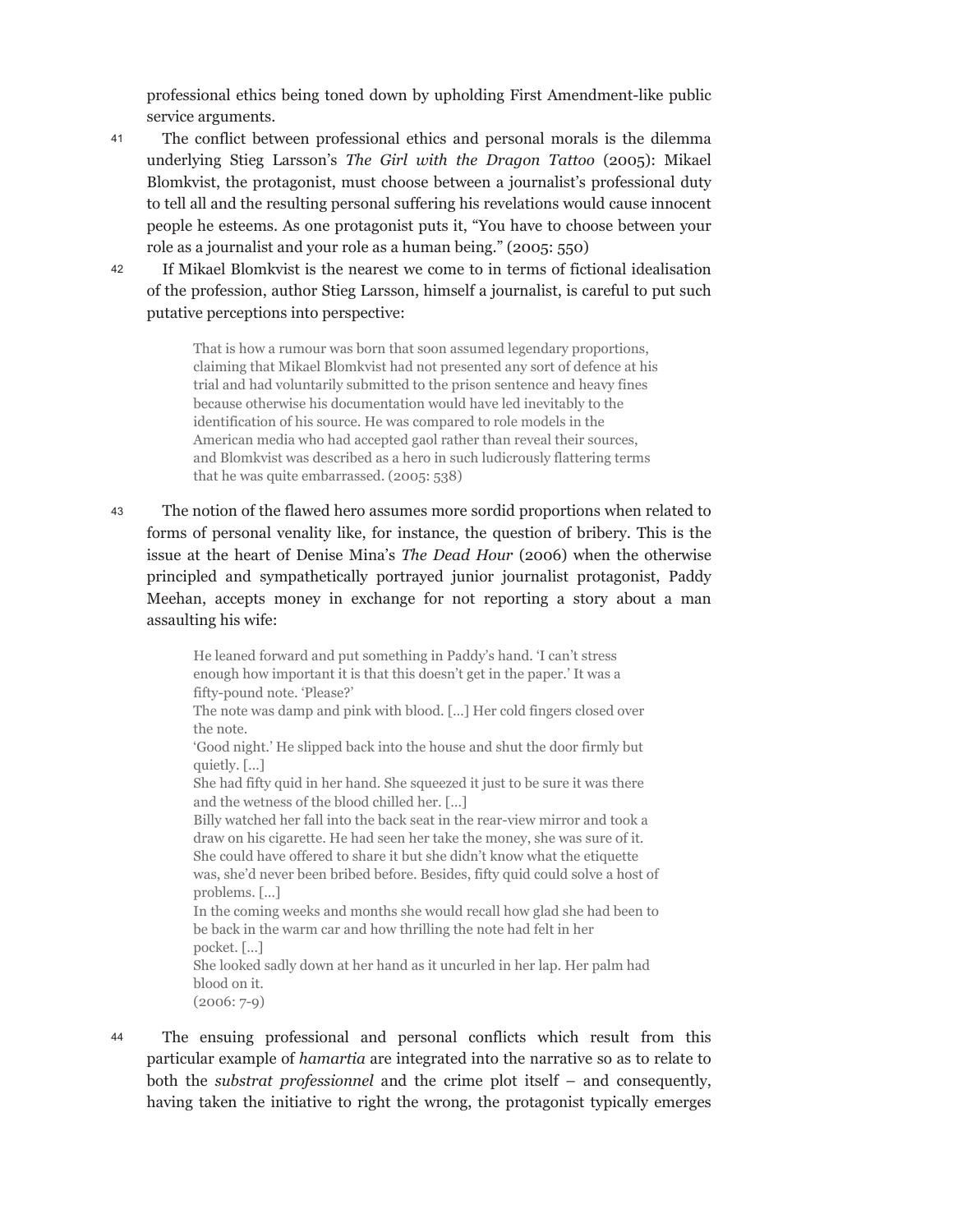professional ethics being toned down by upholding First Amendment-like public service arguments.

41 The conflict between professional ethics and personal morals is the dilemma underlying Stieg Larsson's *The Girl with the Dragon Tattoo* (2005): Mikael Blomkvist, the protagonist, must choose between a journalist's professional duty to tell all and the resulting personal suffering his revelations would cause innocent people he esteems. As one protagonist puts it, "You have to choose between your role as a journalist and your role as a human being." (2005: 550)

42 If Mikael Blomkvist is the nearest we come to in terms of fictional idealisation of the profession, author Stieg Larsson, himself a journalist, is careful to put such putative perceptions into perspective:

> That is how a rumour was born that soon assumed legendary proportions, claiming that Mikael Blomkvist had not presented any sort of defence at his trial and had voluntarily submitted to the prison sentence and heavy fines because otherwise his documentation would have led inevitably to the identification of his source. He was compared to role models in the American media who had accepted gaol rather than reveal their sources, and Blomkvist was described as a hero in such ludicrously flattering terms that he was quite embarrassed. (2005: 538)

43 The notion of the flawed hero assumes more sordid proportions when related to forms of personal venality like, for instance, the question of bribery. This is the issue at the heart of Denise Mina's *The Dead Hour* (2006) when the otherwise principled and sympathetically portrayed junior journalist protagonist, Paddy Meehan, accepts money in exchange for not reporting a story about a man assaulting his wife:

> He leaned forward and put something in Paddy's hand. 'I can't stress enough how important it is that this doesn't get in the paper.' It was a fifty-pound note. 'Please?'
> The note was damp and pink with blood. […] Her cold fingers closed over the note.
> 'Good night.' He slipped back into the house and shut the door firmly but quietly. […]
> She had fifty quid in her hand. She squeezed it just to be sure it was there and the wetness of the blood chilled her. […]
> Billy watched her fall into the back seat in the rear-view mirror and took a draw on his cigarette. He had seen her take the money, she was sure of it. She could have offered to share it but she didn't know what the etiquette was, she'd never been bribed before. Besides, fifty quid could solve a host of problems. […]
> In the coming weeks and months she would recall how glad she had been to be back in the warm car and how thrilling the note had felt in her pocket. […]
> She looked sadly down at her hand as it uncurled in her lap. Her palm had blood on it.
> (2006: 7-9)

44 The ensuing professional and personal conflicts which result from this particular example of *hamartia* are integrated into the narrative so as to relate to both the *substrat professionnel* and the crime plot itself – and consequently, having taken the initiative to right the wrong, the protagonist typically emerges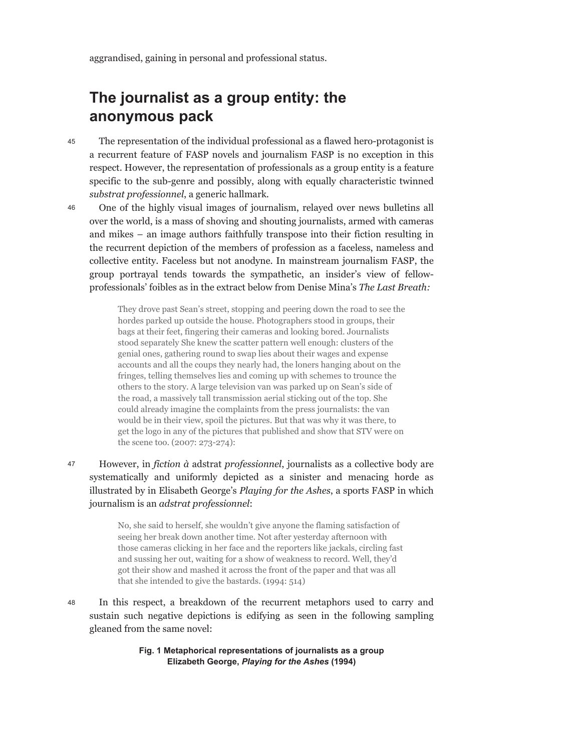aggrandised, gaining in personal and professional status.

## The journalist as a group entity: the anonymous pack

45 The representation of the individual professional as a flawed hero-protagonist is a recurrent feature of FASP novels and journalism FASP is no exception in this respect. However, the representation of professionals as a group entity is a feature specific to the sub-genre and possibly, along with equally characteristic twinned *substrat professionnel*, a generic hallmark.

46 One of the highly visual images of journalism, relayed over news bulletins all over the world, is a mass of shoving and shouting journalists, armed with cameras and mikes – an image authors faithfully transpose into their fiction resulting in the recurrent depiction of the members of profession as a faceless, nameless and collective entity. Faceless but not anodyne. In mainstream journalism FASP, the group portrayal tends towards the sympathetic, an insider's view of fellow-professionals' foibles as in the extract below from Denise Mina's *The Last Breath:*

> They drove past Sean's street, stopping and peering down the road to see the hordes parked up outside the house. Photographers stood in groups, their bags at their feet, fingering their cameras and looking bored. Journalists stood separately She knew the scatter pattern well enough: clusters of the genial ones, gathering round to swap lies about their wages and expense accounts and all the coups they nearly had, the loners hanging about on the fringes, telling themselves lies and coming up with schemes to trounce the others to the story. A large television van was parked up on Sean's side of the road, a massively tall transmission aerial sticking out of the top. She could already imagine the complaints from the press journalists: the van would be in their view, spoil the pictures. But that was why it was there, to get the logo in any of the pictures that published and show that STV were on the scene too. (2007: 273-274):

47 However, in *fiction à* adstrat *professionnel*, journalists as a collective body are systematically and uniformly depicted as a sinister and menacing horde as illustrated by in Elisabeth George's *Playing for the Ashes*, a sports FASP in which journalism is an *adstrat professionnel*:

> No, she said to herself, she wouldn't give anyone the flaming satisfaction of seeing her break down another time. Not after yesterday afternoon with those cameras clicking in her face and the reporters like jackals, circling fast and sussing her out, waiting for a show of weakness to record. Well, they'd got their show and mashed it across the front of the paper and that was all that she intended to give the bastards. (1994: 514)

48 In this respect, a breakdown of the recurrent metaphors used to carry and sustain such negative depictions is edifying as seen in the following sampling gleaned from the same novel:

**Fig. 1 Metaphorical representations of journalists as a group Elizabeth George, *Playing for the Ashes* (1994)**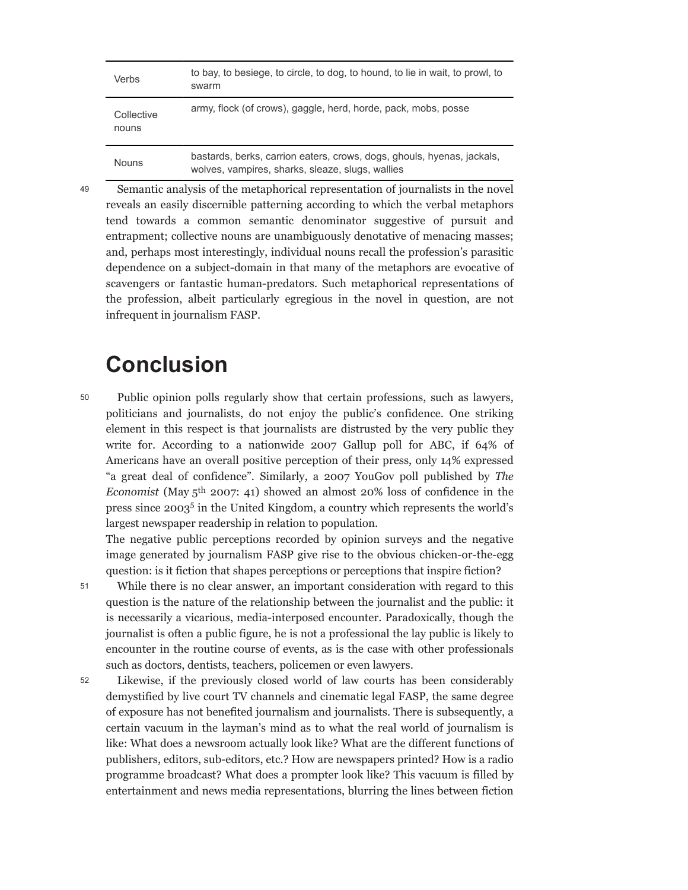| | |
|---|---|
| Verbs | to bay, to besiege, to circle, to dog, to hound, to lie in wait, to prowl, to swarm |
| Collective nouns | army, flock (of crows), gaggle, herd, horde, pack, mobs, posse |
| Nouns | bastards, berks, carrion eaters, crows, dogs, ghouls, hyenas, jackals, wolves, vampires, sharks, sleaze, slugs, wallies |

49 Semantic analysis of the metaphorical representation of journalists in the novel reveals an easily discernible patterning according to which the verbal metaphors tend towards a common semantic denominator suggestive of pursuit and entrapment; collective nouns are unambiguously denotative of menacing masses; and, perhaps most interestingly, individual nouns recall the profession's parasitic dependence on a subject-domain in that many of the metaphors are evocative of scavengers or fantastic human-predators. Such metaphorical representations of the profession, albeit particularly egregious in the novel in question, are not infrequent in journalism FASP.

# Conclusion

50 Public opinion polls regularly show that certain professions, such as lawyers, politicians and journalists, do not enjoy the public's confidence. One striking element in this respect is that journalists are distrusted by the very public they write for. According to a nationwide 2007 Gallup poll for ABC, if 64% of Americans have an overall positive perception of their press, only 14% expressed "a great deal of confidence". Similarly, a 2007 YouGov poll published by *The Economist* (May 5th 2007: 41) showed an almost 20% loss of confidence in the press since 2003[5] in the United Kingdom, a country which represents the world's largest newspaper readership in relation to population.

The negative public perceptions recorded by opinion surveys and the negative image generated by journalism FASP give rise to the obvious chicken-or-the-egg question: is it fiction that shapes perceptions or perceptions that inspire fiction?

51 While there is no clear answer, an important consideration with regard to this question is the nature of the relationship between the journalist and the public: it is necessarily a vicarious, media-interposed encounter. Paradoxically, though the journalist is often a public figure, he is not a professional the lay public is likely to encounter in the routine course of events, as is the case with other professionals such as doctors, dentists, teachers, policemen or even lawyers.

52 Likewise, if the previously closed world of law courts has been considerably demystified by live court TV channels and cinematic legal FASP, the same degree of exposure has not benefited journalism and journalists. There is subsequently, a certain vacuum in the layman's mind as to what the real world of journalism is like: What does a newsroom actually look like? What are the different functions of publishers, editors, sub-editors, etc.? How are newspapers printed? How is a radio programme broadcast? What does a prompter look like? This vacuum is filled by entertainment and news media representations, blurring the lines between fiction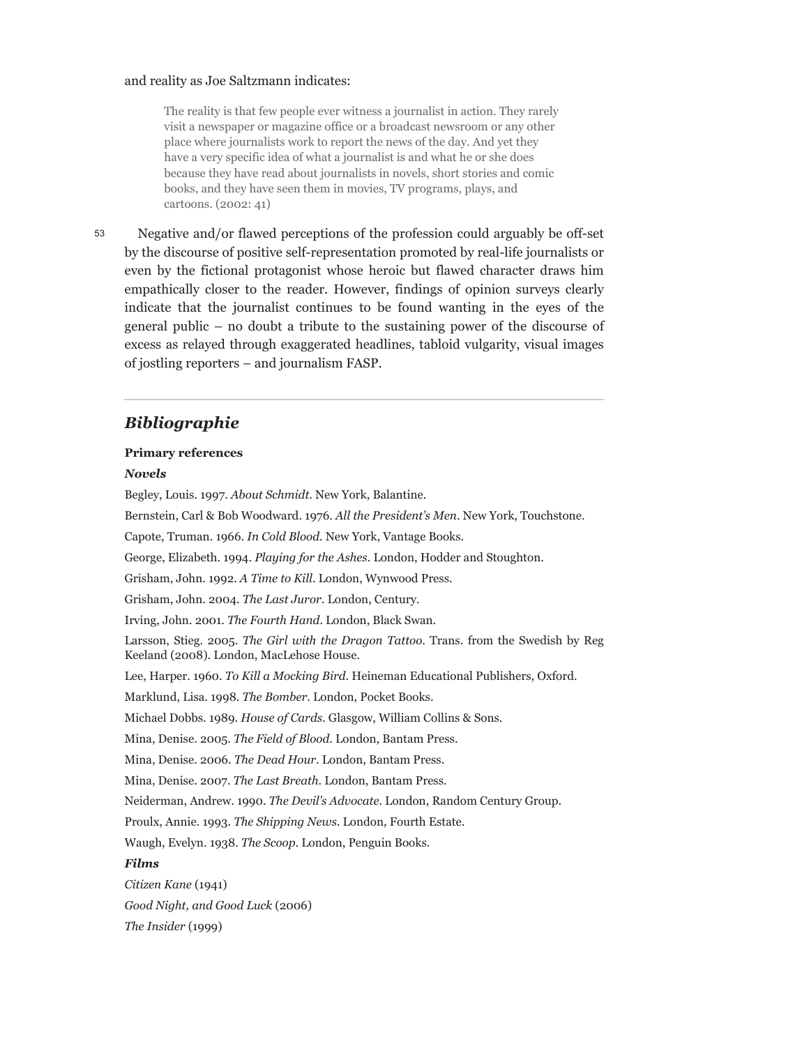and reality as Joe Saltzmann indicates:

> The reality is that few people ever witness a journalist in action. They rarely visit a newspaper or magazine office or a broadcast newsroom or any other place where journalists work to report the news of the day. And yet they have a very specific idea of what a journalist is and what he or she does because they have read about journalists in novels, short stories and comic books, and they have seen them in movies, TV programs, plays, and cartoons. (2002: 41)

53 Negative and/or flawed perceptions of the profession could arguably be off-set by the discourse of positive self-representation promoted by real-life journalists or even by the fictional protagonist whose heroic but flawed character draws him empathically closer to the reader. However, findings of opinion surveys clearly indicate that the journalist continues to be found wanting in the eyes of the general public – no doubt a tribute to the sustaining power of the discourse of excess as relayed through exaggerated headlines, tabloid vulgarity, visual images of jostling reporters – and journalism FASP.

## *Bibliographie*

**Primary references**

***Novels***

Begley, Louis. 1997. *About Schmidt*. New York, Balantine.

Bernstein, Carl & Bob Woodward. 1976. *All the President's Men*. New York, Touchstone.

Capote, Truman. 1966. *In Cold Blood*. New York, Vantage Books.

George, Elizabeth. 1994. *Playing for the Ashes*. London, Hodder and Stoughton.

Grisham, John. 1992. *A Time to Kill*. London, Wynwood Press.

Grisham, John. 2004. *The Last Juror*. London, Century.

Irving, John. 2001. *The Fourth Hand*. London, Black Swan.

Larsson, Stieg. 2005. *The Girl with the Dragon Tattoo*. Trans. from the Swedish by Reg Keeland (2008). London, MacLehose House.

Lee, Harper. 1960. *To Kill a Mocking Bird*. Heineman Educational Publishers, Oxford.

Marklund, Lisa. 1998. *The Bomber*. London, Pocket Books.

Michael Dobbs. 1989. *House of Cards*. Glasgow, William Collins & Sons.

Mina, Denise. 2005. *The Field of Blood*. London, Bantam Press.

Mina, Denise. 2006. *The Dead Hour*. London, Bantam Press.

Mina, Denise. 2007. *The Last Breath*. London, Bantam Press.

Neiderman, Andrew. 1990. *The Devil's Advocate*. London, Random Century Group.

Proulx, Annie. 1993. *The Shipping News*. London, Fourth Estate.

Waugh, Evelyn. 1938. *The Scoop*. London, Penguin Books.

***Films***

*Citizen Kane* (1941)

*Good Night, and Good Luck* (2006)

*The Insider* (1999)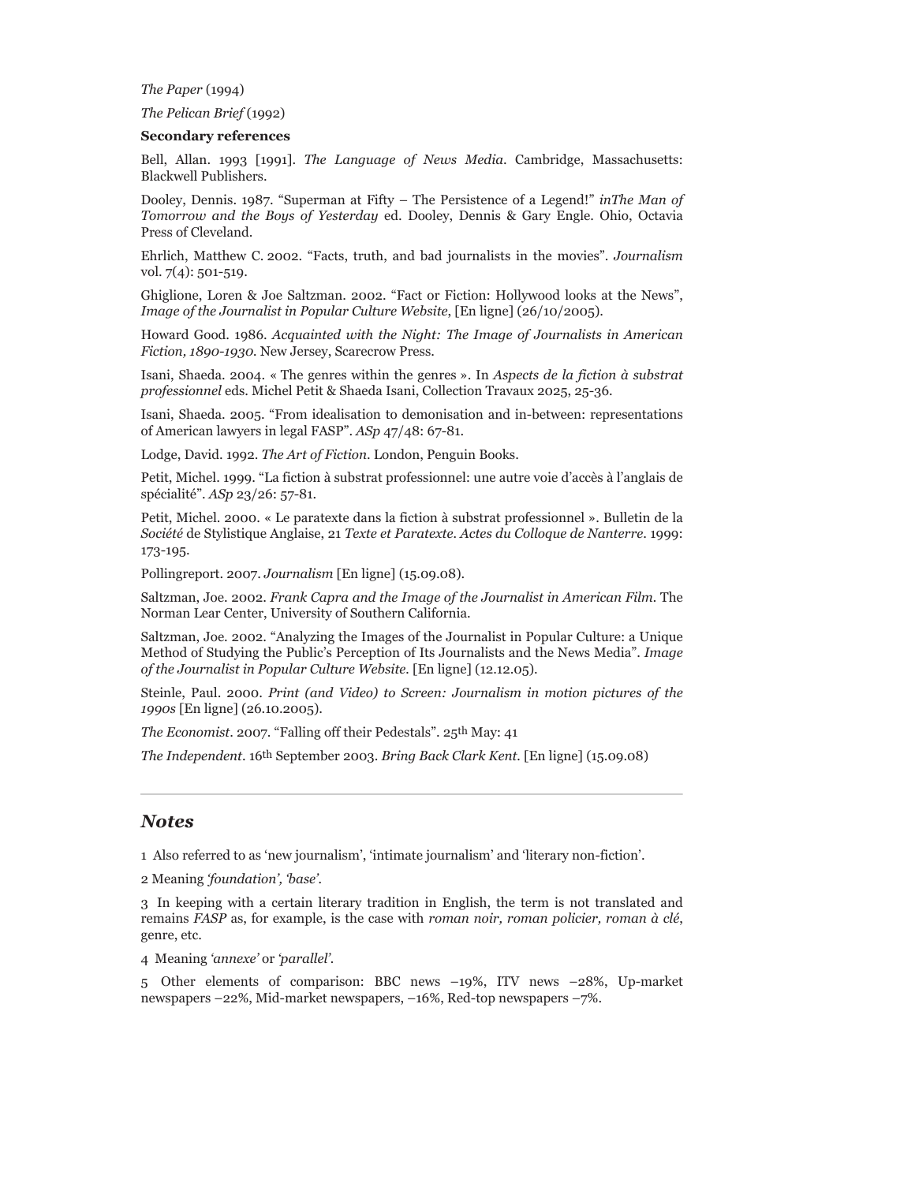*The Paper* (1994)

*The Pelican Brief* (1992)

**Secondary references**

Bell, Allan. 1993 [1991]. *The Language of News Media*. Cambridge, Massachusetts: Blackwell Publishers.

Dooley, Dennis. 1987. "Superman at Fifty – The Persistence of a Legend!" *inThe Man of Tomorrow and the Boys of Yesterday* ed. Dooley, Dennis & Gary Engle. Ohio, Octavia Press of Cleveland.

Ehrlich, Matthew C. 2002. "Facts, truth, and bad journalists in the movies". *Journalism* vol. 7(4): 501-519.

Ghiglione, Loren & Joe Saltzman. 2002. "Fact or Fiction: Hollywood looks at the News", *Image of the Journalist in Popular Culture Website*, [En ligne] (26/10/2005).

Howard Good. 1986. *Acquainted with the Night: The Image of Journalists in American Fiction, 1890-1930*. New Jersey, Scarecrow Press.

Isani, Shaeda. 2004. « The genres within the genres ». In *Aspects de la fiction à substrat professionnel* eds. Michel Petit & Shaeda Isani, Collection Travaux 2025, 25-36.

Isani, Shaeda. 2005. "From idealisation to demonisation and in-between: representations of American lawyers in legal FASP". *ASp* 47/48: 67-81.

Lodge, David. 1992. *The Art of Fiction*. London, Penguin Books.

Petit, Michel. 1999. "La fiction à substrat professionnel: une autre voie d'accès à l'anglais de spécialité". *ASp* 23/26: 57-81.

Petit, Michel. 2000. « Le paratexte dans la fiction à substrat professionnel ». Bulletin de la *Société* de Stylistique Anglaise, 21 *Texte et Paratexte. Actes du Colloque de Nanterre*. 1999: 173-195.

Pollingreport. 2007. *Journalism* [En ligne] (15.09.08).

Saltzman, Joe. 2002. *Frank Capra and the Image of the Journalist in American Film*. The Norman Lear Center, University of Southern California.

Saltzman, Joe. 2002. "Analyzing the Images of the Journalist in Popular Culture: a Unique Method of Studying the Public's Perception of Its Journalists and the News Media". *Image of the Journalist in Popular Culture Website*. [En ligne] (12.12.05).

Steinle, Paul. 2000. *Print (and Video) to Screen: Journalism in motion pictures of the 1990s* [En ligne] (26.10.2005).

*The Economist*. 2007. "Falling off their Pedestals". 25th May: 41

*The Independent*. 16th September 2003. *Bring Back Clark Kent*. [En ligne] (15.09.08)

---

## *Notes*

1 Also referred to as 'new journalism', 'intimate journalism' and 'literary non-fiction'.

2 Meaning *'foundation', 'base'*.

3 In keeping with a certain literary tradition in English, the term is not translated and remains *FASP* as, for example, is the case with *roman noir, roman policier, roman à clé*, genre, etc.

4 Meaning *'annexe'* or *'parallel'*.

5 Other elements of comparison: BBC news –19%, ITV news –28%, Up-market newspapers –22%, Mid-market newspapers, –16%, Red-top newspapers –7%.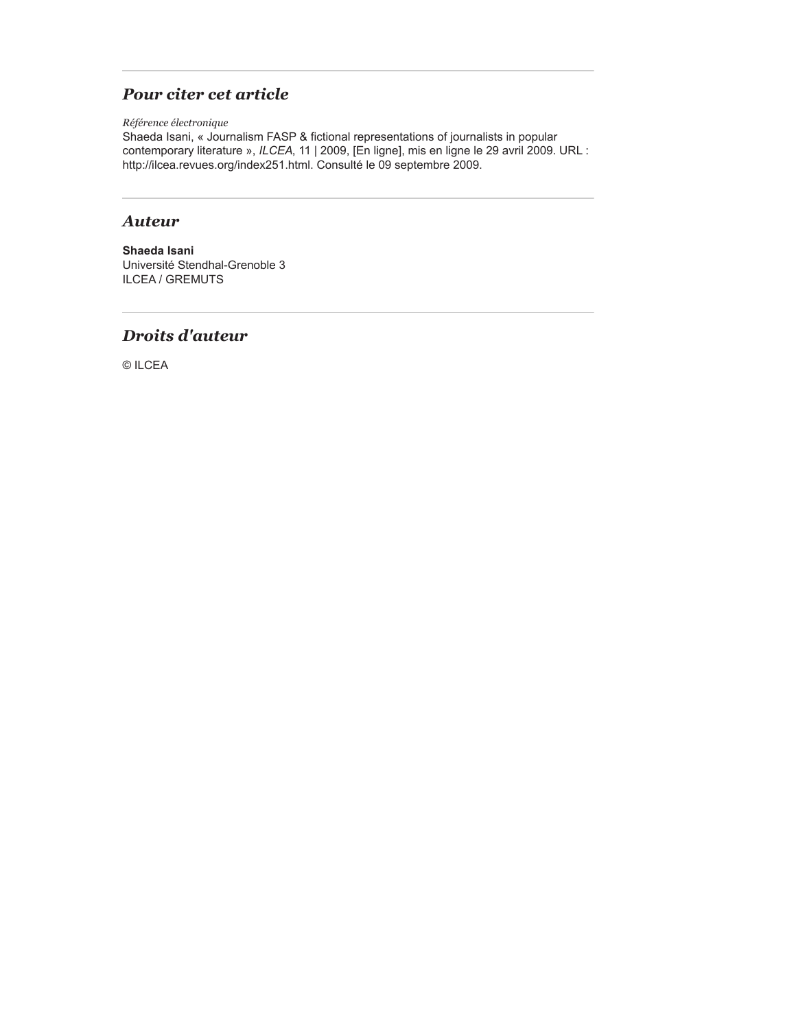## *Pour citer cet article*

*Référence électronique*

Shaeda Isani, « Journalism FASP & fictional representations of journalists in popular contemporary literature », *ILCEA*, 11 | 2009, [En ligne], mis en ligne le 29 avril 2009. URL : http://ilcea.revues.org/index251.html. Consulté le 09 septembre 2009.

## *Auteur*

**Shaeda Isani**
Université Stendhal-Grenoble 3
ILCEA / GREMUTS

## *Droits d'auteur*

© ILCEA